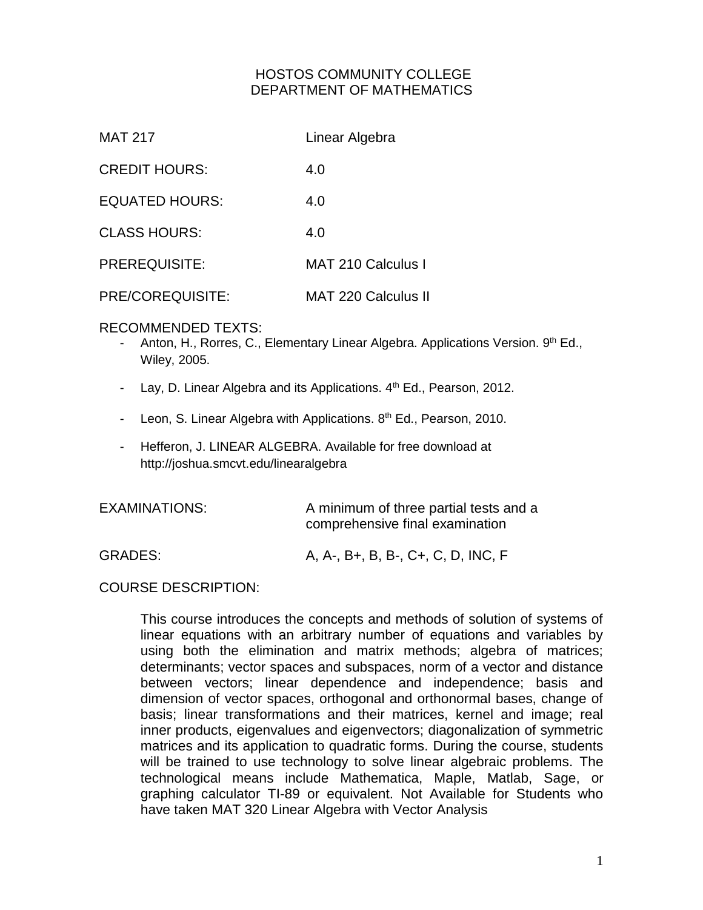# HOSTOS COMMUNITY COLLEGE
## DEPARTMENT OF MATHEMATICS

| | |
|---|---|
| MAT 217 | Linear Algebra |
| CREDIT HOURS: | 4.0 |
| EQUATED HOURS: | 4.0 |
| CLASS HOURS: | 4.0 |
| PREREQUISITE: | MAT 210 Calculus I |
| PRE/COREQUISITE: | MAT 220 Calculus II |

RECOMMENDED TEXTS:

- Anton, H., Rorres, C., Elementary Linear Algebra. Applications Version. 9th Ed., Wiley, 2005.
- Lay, D. Linear Algebra and its Applications. 4th Ed., Pearson, 2012.
- Leon, S. Linear Algebra with Applications. 8th Ed., Pearson, 2010.
- Hefferon, J. LINEAR ALGEBRA. Available for free download at http://joshua.smcvt.edu/linearalgebra

| | |
|---|---|
| EXAMINATIONS: | A minimum of three partial tests and a comprehensive final examination |
| GRADES: | A, A-, B+, B, B-, C+, C, D, INC, F |

COURSE DESCRIPTION:

This course introduces the concepts and methods of solution of systems of linear equations with an arbitrary number of equations and variables by using both the elimination and matrix methods; algebra of matrices; determinants; vector spaces and subspaces, norm of a vector and distance between vectors; linear dependence and independence; basis and dimension of vector spaces, orthogonal and orthonormal bases, change of basis; linear transformations and their matrices, kernel and image; real inner products, eigenvalues and eigenvectors; diagonalization of symmetric matrices and its application to quadratic forms. During the course, students will be trained to use technology to solve linear algebraic problems. The technological means include Mathematica, Maple, Matlab, Sage, or graphing calculator TI-89 or equivalent. Not Available for Students who have taken MAT 320 Linear Algebra with Vector Analysis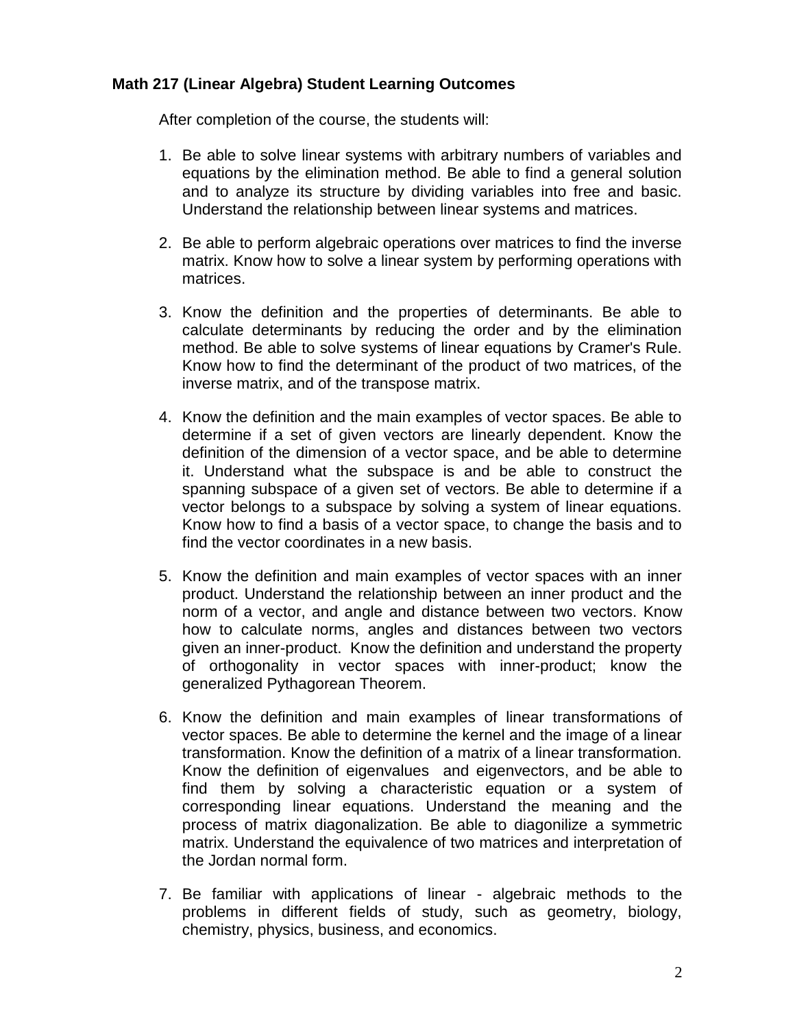**Math 217 (Linear Algebra) Student Learning Outcomes**

After completion of the course, the students will:

1. Be able to solve linear systems with arbitrary numbers of variables and equations by the elimination method. Be able to find a general solution and to analyze its structure by dividing variables into free and basic. Understand the relationship between linear systems and matrices.

2. Be able to perform algebraic operations over matrices to find the inverse matrix. Know how to solve a linear system by performing operations with matrices.

3. Know the definition and the properties of determinants. Be able to calculate determinants by reducing the order and by the elimination method. Be able to solve systems of linear equations by Cramer's Rule. Know how to find the determinant of the product of two matrices, of the inverse matrix, and of the transpose matrix.

4. Know the definition and the main examples of vector spaces. Be able to determine if a set of given vectors are linearly dependent. Know the definition of the dimension of a vector space, and be able to determine it. Understand what the subspace is and be able to construct the spanning subspace of a given set of vectors. Be able to determine if a vector belongs to a subspace by solving a system of linear equations. Know how to find a basis of a vector space, to change the basis and to find the vector coordinates in a new basis.

5. Know the definition and main examples of vector spaces with an inner product. Understand the relationship between an inner product and the norm of a vector, and angle and distance between two vectors. Know how to calculate norms, angles and distances between two vectors given an inner-product. Know the definition and understand the property of orthogonality in vector spaces with inner-product; know the generalized Pythagorean Theorem.

6. Know the definition and main examples of linear transformations of vector spaces. Be able to determine the kernel and the image of a linear transformation. Know the definition of a matrix of a linear transformation. Know the definition of eigenvalues and eigenvectors, and be able to find them by solving a characteristic equation or a system of corresponding linear equations. Understand the meaning and the process of matrix diagonalization. Be able to diagonilize a symmetric matrix. Understand the equivalence of two matrices and interpretation of the Jordan normal form.

7. Be familiar with applications of linear - algebraic methods to the problems in different fields of study, such as geometry, biology, chemistry, physics, business, and economics.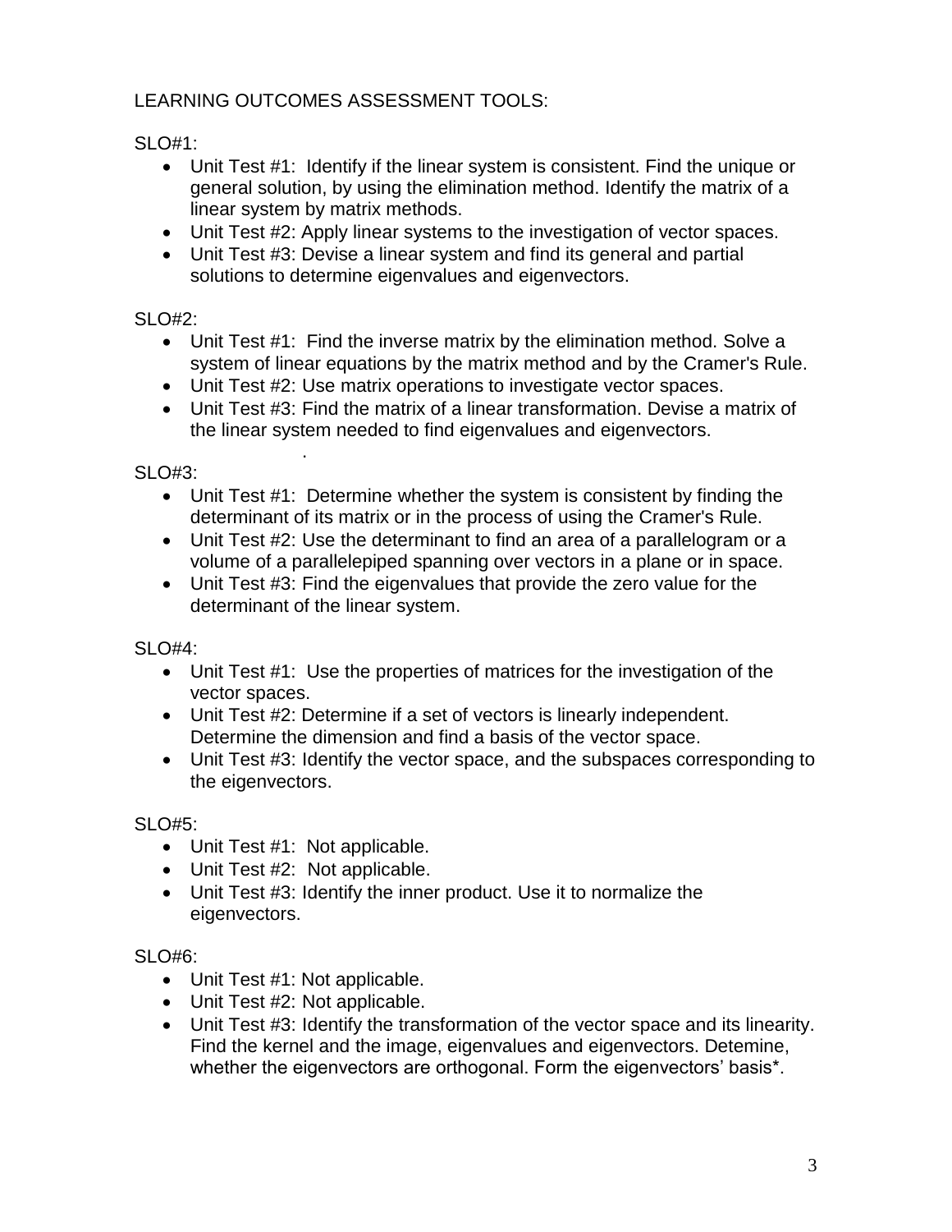LEARNING OUTCOMES ASSESSMENT TOOLS:

SLO#1:

- Unit Test #1: Identify if the linear system is consistent. Find the unique or general solution, by using the elimination method. Identify the matrix of a linear system by matrix methods.
- Unit Test #2: Apply linear systems to the investigation of vector spaces.
- Unit Test #3: Devise a linear system and find its general and partial solutions to determine eigenvalues and eigenvectors.

SLO#2:

- Unit Test #1: Find the inverse matrix by the elimination method. Solve a system of linear equations by the matrix method and by the Cramer's Rule.
- Unit Test #2: Use matrix operations to investigate vector spaces.
- Unit Test #3: Find the matrix of a linear transformation. Devise a matrix of the linear system needed to find eigenvalues and eigenvectors.

.

SLO#3:

- Unit Test #1: Determine whether the system is consistent by finding the determinant of its matrix or in the process of using the Cramer's Rule.
- Unit Test #2: Use the determinant to find an area of a parallelogram or a volume of a parallelepiped spanning over vectors in a plane or in space.
- Unit Test #3: Find the eigenvalues that provide the zero value for the determinant of the linear system.

SLO#4:

- Unit Test #1: Use the properties of matrices for the investigation of the vector spaces.
- Unit Test #2: Determine if a set of vectors is linearly independent. Determine the dimension and find a basis of the vector space.
- Unit Test #3: Identify the vector space, and the subspaces corresponding to the eigenvectors.

SLO#5:

- Unit Test #1: Not applicable.
- Unit Test #2: Not applicable.
- Unit Test #3: Identify the inner product. Use it to normalize the eigenvectors.

SLO#6:

- Unit Test #1: Not applicable.
- Unit Test #2: Not applicable.
- Unit Test #3: Identify the transformation of the vector space and its linearity. Find the kernel and the image, eigenvalues and eigenvectors. Detemine, whether the eigenvectors are orthogonal. Form the eigenvectors' basis*.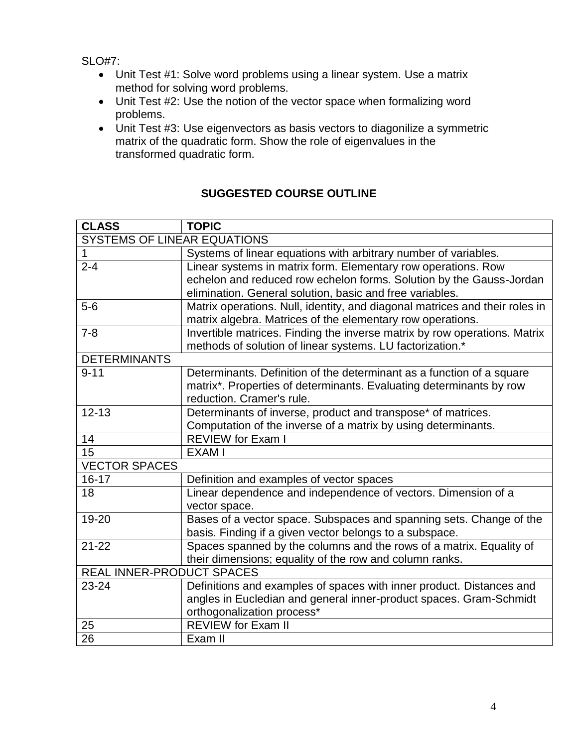SLO#7:

- Unit Test #1: Solve word problems using a linear system. Use a matrix method for solving word problems.
- Unit Test #2: Use the notion of the vector space when formalizing word problems.
- Unit Test #3: Use eigenvectors as basis vectors to diagonilize a symmetric matrix of the quadratic form. Show the role of eigenvalues in the transformed quadratic form.

## SUGGESTED COURSE OUTLINE

| CLASS | TOPIC |
|---|---|
| SYSTEMS OF LINEAR EQUATIONS | |
| 1 | Systems of linear equations with arbitrary number of variables. |
| 2-4 | Linear systems in matrix form. Elementary row operations. Row echelon and reduced row echelon forms. Solution by the Gauss-Jordan elimination. General solution, basic and free variables. |
| 5-6 | Matrix operations. Null, identity, and diagonal matrices and their roles in matrix algebra. Matrices of the elementary row operations. |
| 7-8 | Invertible matrices. Finding the inverse matrix by row operations. Matrix methods of solution of linear systems. LU factorization.* |
| DETERMINANTS | |
| 9-11 | Determinants. Definition of the determinant as a function of a square matrix*. Properties of determinants. Evaluating determinants by row reduction. Cramer's rule. |
| 12-13 | Determinants of inverse, product and transpose* of matrices. Computation of the inverse of a matrix by using determinants. |
| 14 | REVIEW for Exam I |
| 15 | EXAM I |
| VECTOR SPACES | |
| 16-17 | Definition and examples of vector spaces |
| 18 | Linear dependence and independence of vectors. Dimension of a vector space. |
| 19-20 | Bases of a vector space. Subspaces and spanning sets. Change of the basis. Finding if a given vector belongs to a subspace. |
| 21-22 | Spaces spanned by the columns and the rows of a matrix. Equality of their dimensions; equality of the row and column ranks. |
| REAL INNER-PRODUCT SPACES | |
| 23-24 | Definitions and examples of spaces with inner product. Distances and angles in Eucledian and general inner-product spaces. Gram-Schmidt orthogonalization process* |
| 25 | REVIEW for Exam II |
| 26 | Exam II |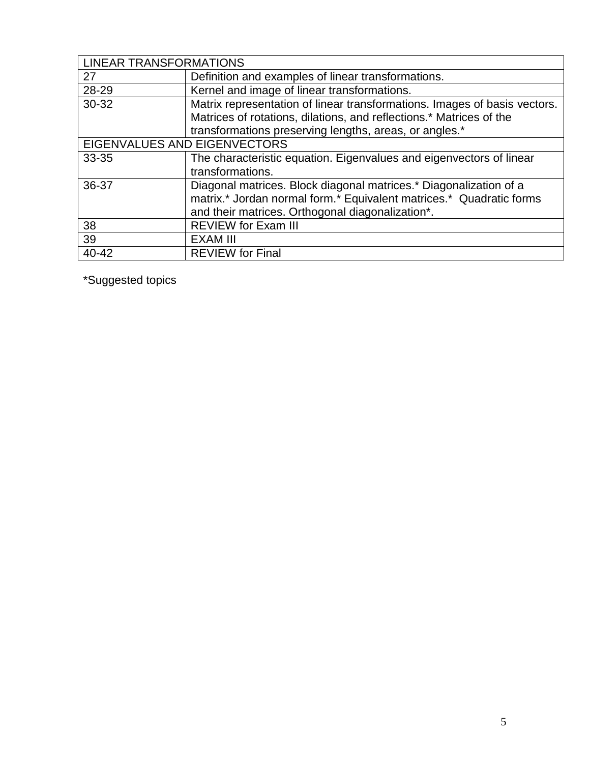| | |
|---|---|
| LINEAR TRANSFORMATIONS | |
| 27 | Definition and examples of linear transformations. |
| 28-29 | Kernel and image of linear transformations. |
| 30-32 | Matrix representation of linear transformations. Images of basis vectors. Matrices of rotations, dilations, and reflections.* Matrices of the transformations preserving lengths, areas, or angles.* |
| EIGENVALUES AND EIGENVECTORS | |
| 33-35 | The characteristic equation. Eigenvalues and eigenvectors of linear transformations. |
| 36-37 | Diagonal matrices. Block diagonal matrices.* Diagonalization of a matrix.* Jordan normal form.* Equivalent matrices.* Quadratic forms and their matrices. Orthogonal diagonalization*. |
| 38 | REVIEW for Exam III |
| 39 | EXAM III |
| 40-42 | REVIEW for Final |

*Suggested topics